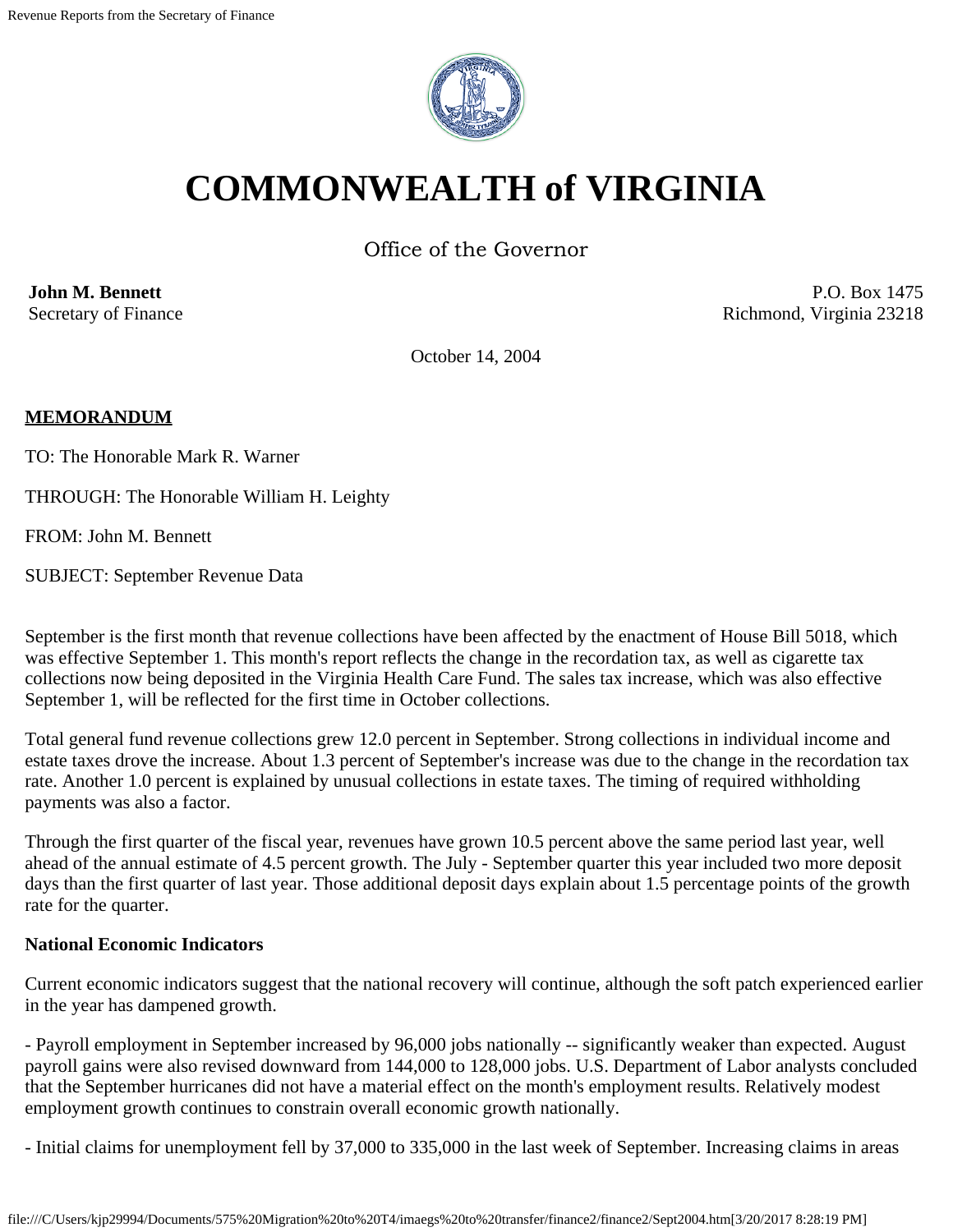# COMMONWEALTH of VIRGINIA

Office of the Governor

**John M. Bennett**
Secretary of Finance

P.O. Box 1475
Richmond, Virginia 23218

October 14, 2004

**MEMORANDUM**

TO: The Honorable Mark R. Warner

THROUGH: The Honorable William H. Leighty

FROM: John M. Bennett

SUBJECT: September Revenue Data

September is the first month that revenue collections have been affected by the enactment of House Bill 5018, which was effective September 1. This month's report reflects the change in the recordation tax, as well as cigarette tax collections now being deposited in the Virginia Health Care Fund. The sales tax increase, which was also effective September 1, will be reflected for the first time in October collections.

Total general fund revenue collections grew 12.0 percent in September. Strong collections in individual income and estate taxes drove the increase. About 1.3 percent of September's increase was due to the change in the recordation tax rate. Another 1.0 percent is explained by unusual collections in estate taxes. The timing of required withholding payments was also a factor.

Through the first quarter of the fiscal year, revenues have grown 10.5 percent above the same period last year, well ahead of the annual estimate of 4.5 percent growth. The July - September quarter this year included two more deposit days than the first quarter of last year. Those additional deposit days explain about 1.5 percentage points of the growth rate for the quarter.

**National Economic Indicators**

Current economic indicators suggest that the national recovery will continue, although the soft patch experienced earlier in the year has dampened growth.

- Payroll employment in September increased by 96,000 jobs nationally -- significantly weaker than expected. August payroll gains were also revised downward from 144,000 to 128,000 jobs. U.S. Department of Labor analysts concluded that the September hurricanes did not have a material effect on the month's employment results. Relatively modest employment growth continues to constrain overall economic growth nationally.

- Initial claims for unemployment fell by 37,000 to 335,000 in the last week of September. Increasing claims in areas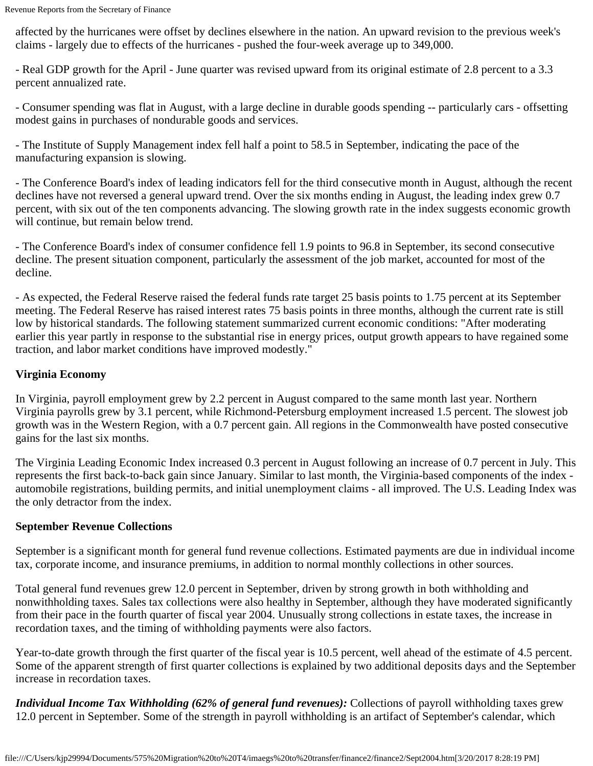affected by the hurricanes were offset by declines elsewhere in the nation. An upward revision to the previous week's claims - largely due to effects of the hurricanes - pushed the four-week average up to 349,000.

- Real GDP growth for the April - June quarter was revised upward from its original estimate of 2.8 percent to a 3.3 percent annualized rate.

- Consumer spending was flat in August, with a large decline in durable goods spending -- particularly cars - offsetting modest gains in purchases of nondurable goods and services.

- The Institute of Supply Management index fell half a point to 58.5 in September, indicating the pace of the manufacturing expansion is slowing.

- The Conference Board's index of leading indicators fell for the third consecutive month in August, although the recent declines have not reversed a general upward trend. Over the six months ending in August, the leading index grew 0.7 percent, with six out of the ten components advancing. The slowing growth rate in the index suggests economic growth will continue, but remain below trend.

- The Conference Board's index of consumer confidence fell 1.9 points to 96.8 in September, its second consecutive decline. The present situation component, particularly the assessment of the job market, accounted for most of the decline.

- As expected, the Federal Reserve raised the federal funds rate target 25 basis points to 1.75 percent at its September meeting. The Federal Reserve has raised interest rates 75 basis points in three months, although the current rate is still low by historical standards. The following statement summarized current economic conditions: "After moderating earlier this year partly in response to the substantial rise in energy prices, output growth appears to have regained some traction, and labor market conditions have improved modestly."

**Virginia Economy**

In Virginia, payroll employment grew by 2.2 percent in August compared to the same month last year. Northern Virginia payrolls grew by 3.1 percent, while Richmond-Petersburg employment increased 1.5 percent. The slowest job growth was in the Western Region, with a 0.7 percent gain. All regions in the Commonwealth have posted consecutive gains for the last six months.

The Virginia Leading Economic Index increased 0.3 percent in August following an increase of 0.7 percent in July. This represents the first back-to-back gain since January. Similar to last month, the Virginia-based components of the index - automobile registrations, building permits, and initial unemployment claims - all improved. The U.S. Leading Index was the only detractor from the index.

**September Revenue Collections**

September is a significant month for general fund revenue collections. Estimated payments are due in individual income tax, corporate income, and insurance premiums, in addition to normal monthly collections in other sources.

Total general fund revenues grew 12.0 percent in September, driven by strong growth in both withholding and nonwithholding taxes. Sales tax collections were also healthy in September, although they have moderated significantly from their pace in the fourth quarter of fiscal year 2004. Unusually strong collections in estate taxes, the increase in recordation taxes, and the timing of withholding payments were also factors.

Year-to-date growth through the first quarter of the fiscal year is 10.5 percent, well ahead of the estimate of 4.5 percent. Some of the apparent strength of first quarter collections is explained by two additional deposits days and the September increase in recordation taxes.

***Individual Income Tax Withholding (62% of general fund revenues):*** Collections of payroll withholding taxes grew 12.0 percent in September. Some of the strength in payroll withholding is an artifact of September's calendar, which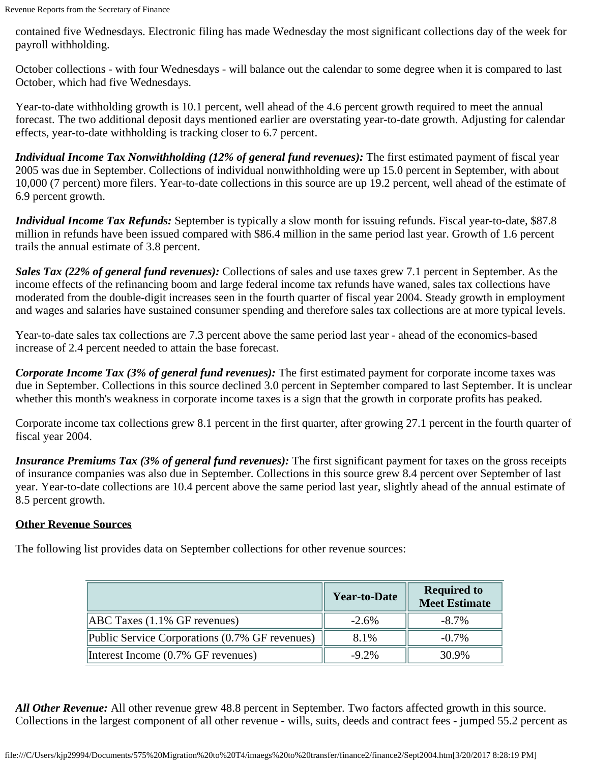contained five Wednesdays. Electronic filing has made Wednesday the most significant collections day of the week for payroll withholding.

October collections - with four Wednesdays - will balance out the calendar to some degree when it is compared to last October, which had five Wednesdays.

Year-to-date withholding growth is 10.1 percent, well ahead of the 4.6 percent growth required to meet the annual forecast. The two additional deposit days mentioned earlier are overstating year-to-date growth. Adjusting for calendar effects, year-to-date withholding is tracking closer to 6.7 percent.

***Individual Income Tax Nonwithholding (12% of general fund revenues):*** The first estimated payment of fiscal year 2005 was due in September. Collections of individual nonwithholding were up 15.0 percent in September, with about 10,000 (7 percent) more filers. Year-to-date collections in this source are up 19.2 percent, well ahead of the estimate of 6.9 percent growth.

***Individual Income Tax Refunds:*** September is typically a slow month for issuing refunds. Fiscal year-to-date, $87.8 million in refunds have been issued compared with $86.4 million in the same period last year. Growth of 1.6 percent trails the annual estimate of 3.8 percent.

***Sales Tax (22% of general fund revenues):*** Collections of sales and use taxes grew 7.1 percent in September. As the income effects of the refinancing boom and large federal income tax refunds have waned, sales tax collections have moderated from the double-digit increases seen in the fourth quarter of fiscal year 2004. Steady growth in employment and wages and salaries have sustained consumer spending and therefore sales tax collections are at more typical levels.

Year-to-date sales tax collections are 7.3 percent above the same period last year - ahead of the economics-based increase of 2.4 percent needed to attain the base forecast.

***Corporate Income Tax (3% of general fund revenues):*** The first estimated payment for corporate income taxes was due in September. Collections in this source declined 3.0 percent in September compared to last September. It is unclear whether this month's weakness in corporate income taxes is a sign that the growth in corporate profits has peaked.

Corporate income tax collections grew 8.1 percent in the first quarter, after growing 27.1 percent in the fourth quarter of fiscal year 2004.

***Insurance Premiums Tax (3% of general fund revenues):*** The first significant payment for taxes on the gross receipts of insurance companies was also due in September. Collections in this source grew 8.4 percent over September of last year. Year-to-date collections are 10.4 percent above the same period last year, slightly ahead of the annual estimate of 8.5 percent growth.

**Other Revenue Sources**

The following list provides data on September collections for other revenue sources:

| | Year-to-Date | Required to Meet Estimate |
|---|---|---|
| ABC Taxes (1.1% GF revenues) | -2.6% | -8.7% |
| Public Service Corporations (0.7% GF revenues) | 8.1% | -0.7% |
| Interest Income (0.7% GF revenues) | -9.2% | 30.9% |

***All Other Revenue:*** All other revenue grew 48.8 percent in September. Two factors affected growth in this source. Collections in the largest component of all other revenue - wills, suits, deeds and contract fees - jumped 55.2 percent as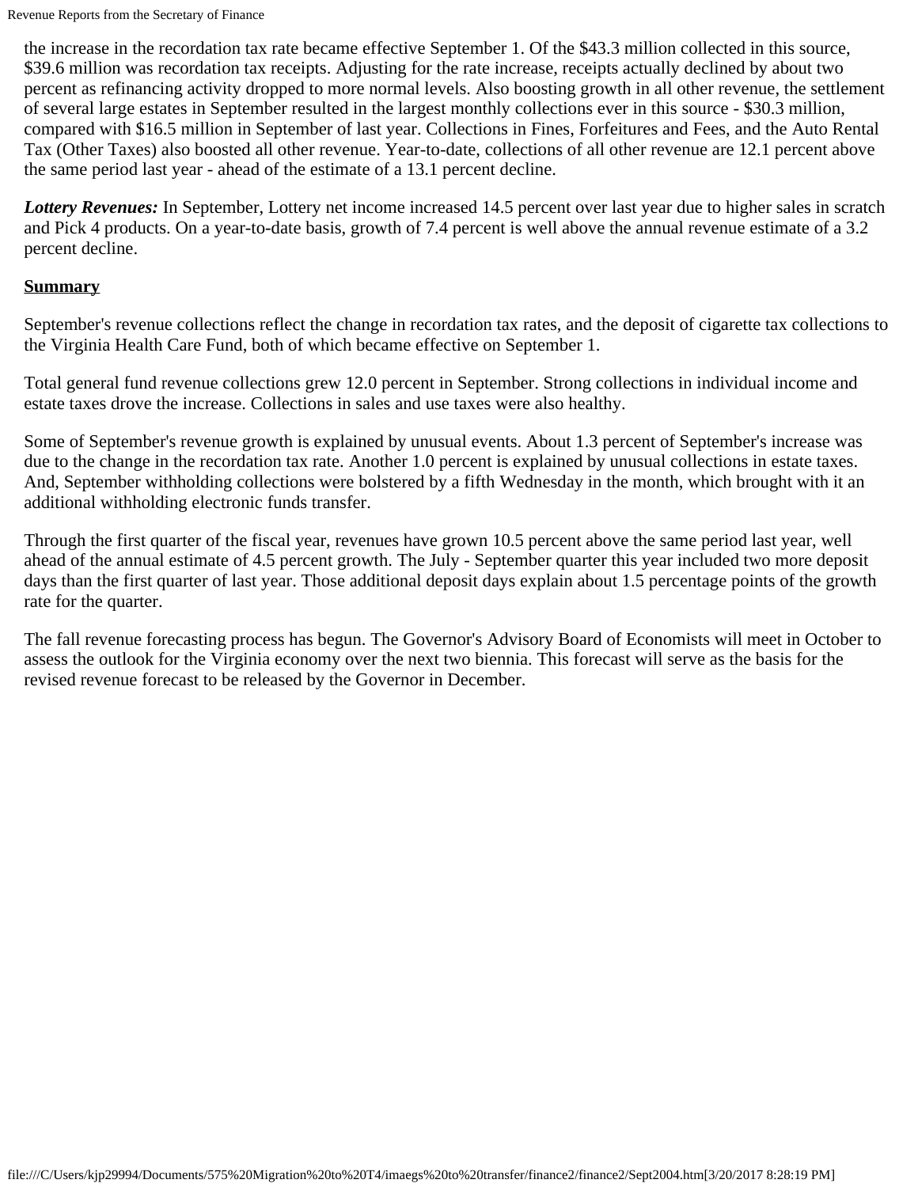the increase in the recordation tax rate became effective September 1. Of the $43.3 million collected in this source, $39.6 million was recordation tax receipts. Adjusting for the rate increase, receipts actually declined by about two percent as refinancing activity dropped to more normal levels. Also boosting growth in all other revenue, the settlement of several large estates in September resulted in the largest monthly collections ever in this source - $30.3 million, compared with $16.5 million in September of last year. Collections in Fines, Forfeitures and Fees, and the Auto Rental Tax (Other Taxes) also boosted all other revenue. Year-to-date, collections of all other revenue are 12.1 percent above the same period last year - ahead of the estimate of a 13.1 percent decline.

***Lottery Revenues:*** In September, Lottery net income increased 14.5 percent over last year due to higher sales in scratch and Pick 4 products. On a year-to-date basis, growth of 7.4 percent is well above the annual revenue estimate of a 3.2 percent decline.

**Summary**

September's revenue collections reflect the change in recordation tax rates, and the deposit of cigarette tax collections to the Virginia Health Care Fund, both of which became effective on September 1.

Total general fund revenue collections grew 12.0 percent in September. Strong collections in individual income and estate taxes drove the increase. Collections in sales and use taxes were also healthy.

Some of September's revenue growth is explained by unusual events. About 1.3 percent of September's increase was due to the change in the recordation tax rate. Another 1.0 percent is explained by unusual collections in estate taxes. And, September withholding collections were bolstered by a fifth Wednesday in the month, which brought with it an additional withholding electronic funds transfer.

Through the first quarter of the fiscal year, revenues have grown 10.5 percent above the same period last year, well ahead of the annual estimate of 4.5 percent growth. The July - September quarter this year included two more deposit days than the first quarter of last year. Those additional deposit days explain about 1.5 percentage points of the growth rate for the quarter.

The fall revenue forecasting process has begun. The Governor's Advisory Board of Economists will meet in October to assess the outlook for the Virginia economy over the next two biennia. This forecast will serve as the basis for the revised revenue forecast to be released by the Governor in December.